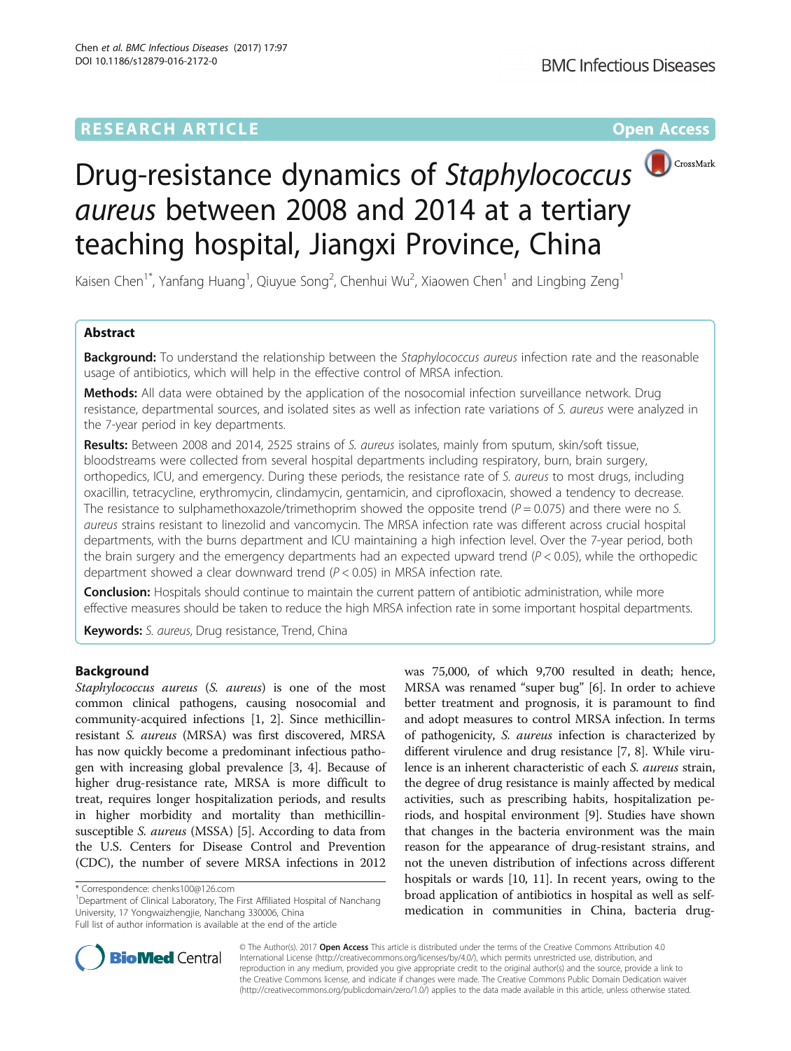RESEARCH ARTICLE

Open Access

# Drug-resistance dynamics of *Staphylococcus aureus* between 2008 and 2014 at a tertiary teaching hospital, Jiangxi Province, China

Kaisen Chen[1*], Yanfang Huang[1], Qiuyue Song[2], Chenhui Wu[2], Xiaowen Chen[1] and Lingbing Zeng[1]

## Abstract

**Background:** To understand the relationship between the *Staphylococcus aureus* infection rate and the reasonable usage of antibiotics, which will help in the effective control of MRSA infection.

**Methods:** All data were obtained by the application of the nosocomial infection surveillance network. Drug resistance, departmental sources, and isolated sites as well as infection rate variations of *S. aureus* were analyzed in the 7-year period in key departments.

**Results:** Between 2008 and 2014, 2525 strains of *S. aureus* isolates, mainly from sputum, skin/soft tissue, bloodstreams were collected from several hospital departments including respiratory, burn, brain surgery, orthopedics, ICU, and emergency. During these periods, the resistance rate of *S. aureus* to most drugs, including oxacillin, tetracycline, erythromycin, clindamycin, gentamicin, and ciprofloxacin, showed a tendency to decrease. The resistance to sulphamethoxazole/trimethoprim showed the opposite trend ($P = 0.075$) and there were no *S. aureus* strains resistant to linezolid and vancomycin. The MRSA infection rate was different across crucial hospital departments, with the burns department and ICU maintaining a high infection level. Over the 7-year period, both the brain surgery and the emergency departments had an expected upward trend ($P < 0.05$), while the orthopedic department showed a clear downward trend ($P < 0.05$) in MRSA infection rate.

**Conclusion:** Hospitals should continue to maintain the current pattern of antibiotic administration, while more effective measures should be taken to reduce the high MRSA infection rate in some important hospital departments.

**Keywords:** *S. aureus*, Drug resistance, Trend, China

## Background

*Staphylococcus aureus* (*S. aureus*) is one of the most common clinical pathogens, causing nosocomial and community-acquired infections [1, 2]. Since methicillin-resistant *S. aureus* (MRSA) was first discovered, MRSA has now quickly become a predominant infectious pathogen with increasing global prevalence [3, 4]. Because of higher drug-resistance rate, MRSA is more difficult to treat, requires longer hospitalization periods, and results in higher morbidity and mortality than methicillin-susceptible *S. aureus* (MSSA) [5]. According to data from the U.S. Centers for Disease Control and Prevention (CDC), the number of severe MRSA infections in 2012 was 75,000, of which 9,700 resulted in death; hence, MRSA was renamed "super bug" [6]. In order to achieve better treatment and prognosis, it is paramount to find and adopt measures to control MRSA infection. In terms of pathogenicity, *S. aureus* infection is characterized by different virulence and drug resistance [7, 8]. While virulence is an inherent characteristic of each *S. aureus* strain, the degree of drug resistance is mainly affected by medical activities, such as prescribing habits, hospitalization periods, and hospital environment [9]. Studies have shown that changes in the bacteria environment was the main reason for the appearance of drug-resistant strains, and not the uneven distribution of infections across different hospitals or wards [10, 11]. In recent years, owing to the broad application of antibiotics in hospital as well as self-medication in communities in China, bacteria drug-

\* Correspondence: chenks100@126.com
[1]Department of Clinical Laboratory, The First Affiliated Hospital of Nanchang University, 17 Yongwaizhengjie, Nanchang 330006, China
Full list of author information is available at the end of the article

© The Author(s). 2017 **Open Access** This article is distributed under the terms of the Creative Commons Attribution 4.0 International License (http://creativecommons.org/licenses/by/4.0/), which permits unrestricted use, distribution, and reproduction in any medium, provided you give appropriate credit to the original author(s) and the source, provide a link to the Creative Commons license, and indicate if changes were made. The Creative Commons Public Domain Dedication waiver (http://creativecommons.org/publicdomain/zero/1.0/) applies to the data made available in this article, unless otherwise stated.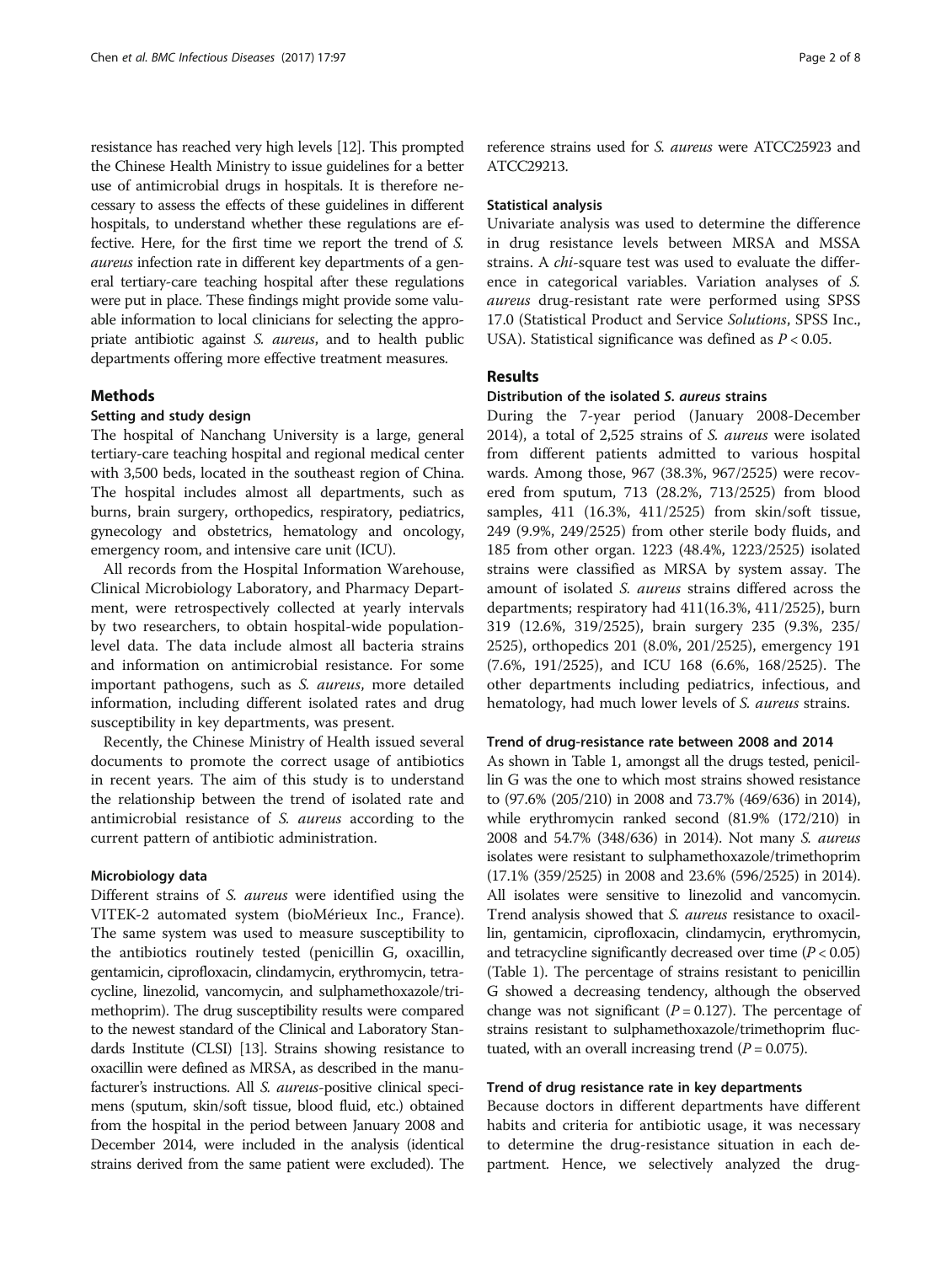resistance has reached very high levels [12]. This prompted the Chinese Health Ministry to issue guidelines for a better use of antimicrobial drugs in hospitals. It is therefore necessary to assess the effects of these guidelines in different hospitals, to understand whether these regulations are effective. Here, for the first time we report the trend of *S. aureus* infection rate in different key departments of a general tertiary-care teaching hospital after these regulations were put in place. These findings might provide some valuable information to local clinicians for selecting the appropriate antibiotic against *S. aureus*, and to health public departments offering more effective treatment measures.

## Methods

### Setting and study design

The hospital of Nanchang University is a large, general tertiary-care teaching hospital and regional medical center with 3,500 beds, located in the southeast region of China. The hospital includes almost all departments, such as burns, brain surgery, orthopedics, respiratory, pediatrics, gynecology and obstetrics, hematology and oncology, emergency room, and intensive care unit (ICU).

All records from the Hospital Information Warehouse, Clinical Microbiology Laboratory, and Pharmacy Department, were retrospectively collected at yearly intervals by two researchers, to obtain hospital-wide population-level data. The data include almost all bacteria strains and information on antimicrobial resistance. For some important pathogens, such as *S. aureus*, more detailed information, including different isolated rates and drug susceptibility in key departments, was present.

Recently, the Chinese Ministry of Health issued several documents to promote the correct usage of antibiotics in recent years. The aim of this study is to understand the relationship between the trend of isolated rate and antimicrobial resistance of *S. aureus* according to the current pattern of antibiotic administration.

### Microbiology data

Different strains of *S. aureus* were identified using the VITEK-2 automated system (bioMérieux Inc., France). The same system was used to measure susceptibility to the antibiotics routinely tested (penicillin G, oxacillin, gentamicin, ciprofloxacin, clindamycin, erythromycin, tetracycline, linezolid, vancomycin, and sulphamethoxazole/trimethoprim). The drug susceptibility results were compared to the newest standard of the Clinical and Laboratory Standards Institute (CLSI) [13]. Strains showing resistance to oxacillin were defined as MRSA, as described in the manufacturer's instructions. All *S. aureus*-positive clinical specimens (sputum, skin/soft tissue, blood fluid, etc.) obtained from the hospital in the period between January 2008 and December 2014, were included in the analysis (identical strains derived from the same patient were excluded). The reference strains used for *S. aureus* were ATCC25923 and ATCC29213.

### Statistical analysis

Univariate analysis was used to determine the difference in drug resistance levels between MRSA and MSSA strains. A *chi*-square test was used to evaluate the difference in categorical variables. Variation analyses of *S. aureus* drug-resistant rate were performed using SPSS 17.0 (Statistical Product and Service *Solutions*, SPSS Inc., USA). Statistical significance was defined as $P < 0.05$.

## Results

### Distribution of the isolated *S. aureus* strains

During the 7-year period (January 2008-December 2014), a total of 2,525 strains of *S. aureus* were isolated from different patients admitted to various hospital wards. Among those, 967 (38.3%, 967/2525) were recovered from sputum, 713 (28.2%, 713/2525) from blood samples, 411 (16.3%, 411/2525) from skin/soft tissue, 249 (9.9%, 249/2525) from other sterile body fluids, and 185 from other organ. 1223 (48.4%, 1223/2525) isolated strains were classified as MRSA by system assay. The amount of isolated *S. aureus* strains differed across the departments; respiratory had 411(16.3%, 411/2525), burn 319 (12.6%, 319/2525), brain surgery 235 (9.3%, 235/2525), orthopedics 201 (8.0%, 201/2525), emergency 191 (7.6%, 191/2525), and ICU 168 (6.6%, 168/2525). The other departments including pediatrics, infectious, and hematology, had much lower levels of *S. aureus* strains.

### Trend of drug-resistance rate between 2008 and 2014

As shown in Table 1, amongst all the drugs tested, penicillin G was the one to which most strains showed resistance to (97.6% (205/210) in 2008 and 73.7% (469/636) in 2014), while erythromycin ranked second (81.9% (172/210) in 2008 and 54.7% (348/636) in 2014). Not many *S. aureus* isolates were resistant to sulphamethoxazole/trimethoprim (17.1% (359/2525) in 2008 and 23.6% (596/2525) in 2014). All isolates were sensitive to linezolid and vancomycin. Trend analysis showed that *S. aureus* resistance to oxacillin, gentamicin, ciprofloxacin, clindamycin, erythromycin, and tetracycline significantly decreased over time ($P < 0.05$) (Table 1). The percentage of strains resistant to penicillin G showed a decreasing tendency, although the observed change was not significant ($P = 0.127$). The percentage of strains resistant to sulphamethoxazole/trimethoprim fluctuated, with an overall increasing trend ($P = 0.075$).

### Trend of drug resistance rate in key departments

Because doctors in different departments have different habits and criteria for antibiotic usage, it was necessary to determine the drug-resistance situation in each department. Hence, we selectively analyzed the drug-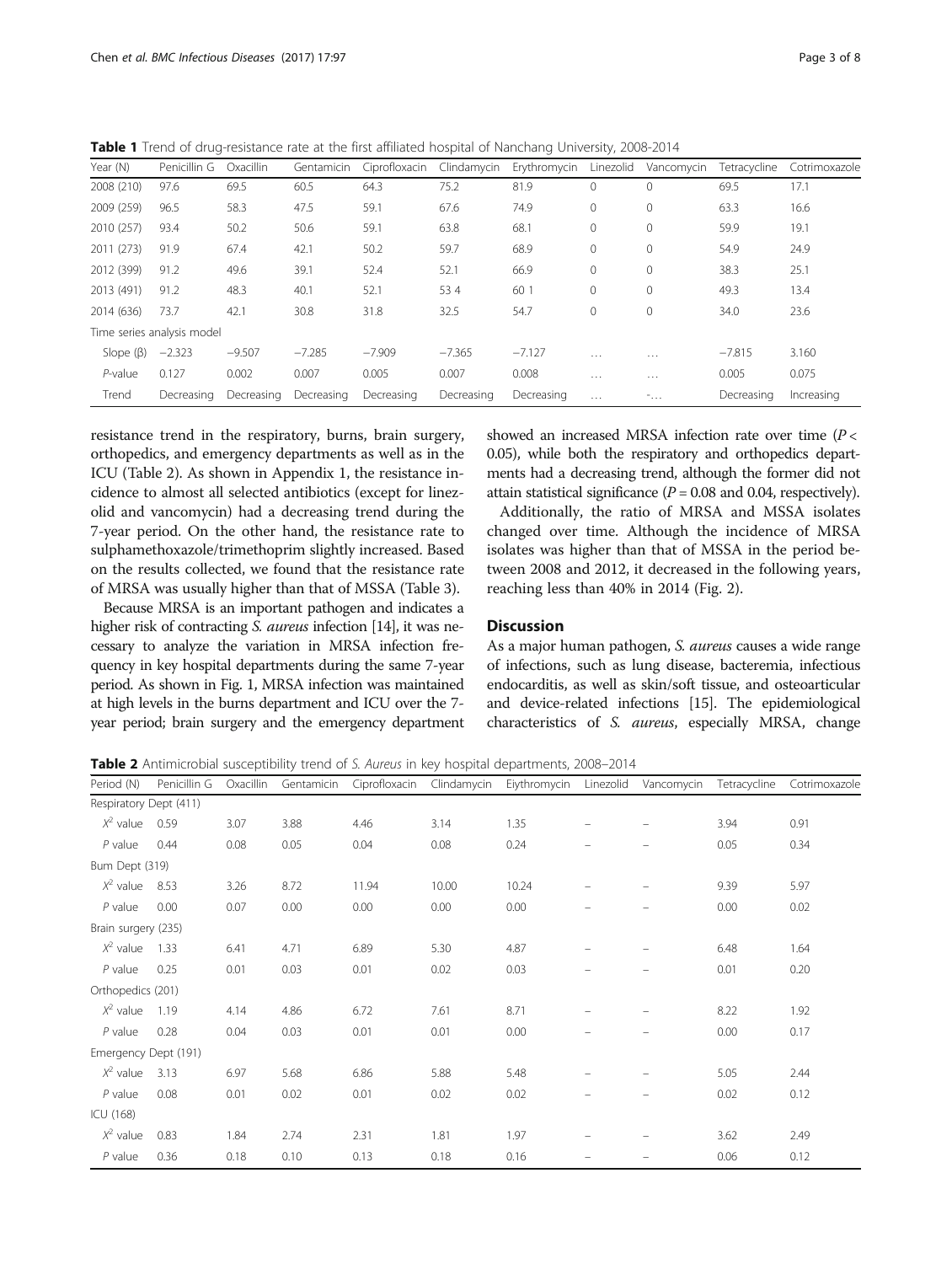**Table 1** Trend of drug-resistance rate at the first affiliated hospital of Nanchang University, 2008-2014

| Year (N) | Penicillin G | Oxacillin | Gentamicin | Ciprofloxacin | Clindamycin | Erythromycin | Linezolid | Vancomycin | Tetracycline | Cotrimoxazole |
|---|---|---|---|---|---|---|---|---|---|---|
| 2008 (210) | 97.6 | 69.5 | 60.5 | 64.3 | 75.2 | 81.9 | 0 | 0 | 69.5 | 17.1 |
| 2009 (259) | 96.5 | 58.3 | 47.5 | 59.1 | 67.6 | 74.9 | 0 | 0 | 63.3 | 16.6 |
| 2010 (257) | 93.4 | 50.2 | 50.6 | 59.1 | 63.8 | 68.1 | 0 | 0 | 59.9 | 19.1 |
| 2011 (273) | 91.9 | 67.4 | 42.1 | 50.2 | 59.7 | 68.9 | 0 | 0 | 54.9 | 24.9 |
| 2012 (399) | 91.2 | 49.6 | 39.1 | 52.4 | 52.1 | 66.9 | 0 | 0 | 38.3 | 25.1 |
| 2013 (491) | 91.2 | 48.3 | 40.1 | 52.1 | 53 4 | 60 1 | 0 | 0 | 49.3 | 13.4 |
| 2014 (636) | 73.7 | 42.1 | 30.8 | 31.8 | 32.5 | 54.7 | 0 | 0 | 34.0 | 23.6 |
| Time series analysis model | | | | | | | | | | |
| Slope (β) | −2.323 | −9.507 | −7.285 | −7.909 | −7.365 | −7.127 | … | … | −7.815 | 3.160 |
| *P*-value | 0.127 | 0.002 | 0.007 | 0.005 | 0.007 | 0.008 | … | … | 0.005 | 0.075 |
| Trend | Decreasing | Decreasing | Decreasing | Decreasing | Decreasing | Decreasing | … | -… | Decreasing | Increasing |

resistance trend in the respiratory, burns, brain surgery, orthopedics, and emergency departments as well as in the ICU (Table 2). As shown in Appendix 1, the resistance incidence to almost all selected antibiotics (except for linezolid and vancomycin) had a decreasing trend during the 7-year period. On the other hand, the resistance rate to sulphamethoxazole/trimethoprim slightly increased. Based on the results collected, we found that the resistance rate of MRSA was usually higher than that of MSSA (Table 3).

Because MRSA is an important pathogen and indicates a higher risk of contracting *S. aureus* infection [14], it was necessary to analyze the variation in MRSA infection frequency in key hospital departments during the same 7-year period. As shown in Fig. 1, MRSA infection was maintained at high levels in the burns department and ICU over the 7-year period; brain surgery and the emergency department showed an increased MRSA infection rate over time ($P < 0.05$), while both the respiratory and orthopedics departments had a decreasing trend, although the former did not attain statistical significance ($P = 0.08$ and 0.04, respectively).

Additionally, the ratio of MRSA and MSSA isolates changed over time. Although the incidence of MRSA isolates was higher than that of MSSA in the period between 2008 and 2012, it decreased in the following years, reaching less than 40% in 2014 (Fig. 2).

## Discussion

As a major human pathogen, *S. aureus* causes a wide range of infections, such as lung disease, bacteremia, infectious endocarditis, as well as skin/soft tissue, and osteoarticular and device-related infections [15]. The epidemiological characteristics of *S. aureus*, especially MRSA, change

**Table 2** Antimicrobial susceptibility trend of *S. Aureus* in key hospital departments, 2008–2014

| Period (N) | Penicillin G | Oxacillin | Gentamicin | Ciprofloxacin | Clindamycin | Eiythromycin | Linezolid | Vancomycin | Tetracycline | Cotrimoxazole |
|---|---|---|---|---|---|---|---|---|---|---|
| Respiratory Dept (411) | | | | | | | | | | |
| $X^2$ value | 0.59 | 3.07 | 3.88 | 4.46 | 3.14 | 1.35 | – | – | 3.94 | 0.91 |
| *P* value | 0.44 | 0.08 | 0.05 | 0.04 | 0.08 | 0.24 | – | – | 0.05 | 0.34 |
| Bum Dept (319) | | | | | | | | | | |
| $X^2$ value | 8.53 | 3.26 | 8.72 | 11.94 | 10.00 | 10.24 | – | – | 9.39 | 5.97 |
| *P* value | 0.00 | 0.07 | 0.00 | 0.00 | 0.00 | 0.00 | – | – | 0.00 | 0.02 |
| Brain surgery (235) | | | | | | | | | | |
| $X^2$ value | 1.33 | 6.41 | 4.71 | 6.89 | 5.30 | 4.87 | – | – | 6.48 | 1.64 |
| *P* value | 0.25 | 0.01 | 0.03 | 0.01 | 0.02 | 0.03 | – | – | 0.01 | 0.20 |
| Orthopedics (201) | | | | | | | | | | |
| $X^2$ value | 1.19 | 4.14 | 4.86 | 6.72 | 7.61 | 8.71 | – | – | 8.22 | 1.92 |
| *P* value | 0.28 | 0.04 | 0.03 | 0.01 | 0.01 | 0.00 | – | – | 0.00 | 0.17 |
| Emergency Dept (191) | | | | | | | | | | |
| $X^2$ value | 3.13 | 6.97 | 5.68 | 6.86 | 5.88 | 5.48 | – | – | 5.05 | 2.44 |
| *P* value | 0.08 | 0.01 | 0.02 | 0.01 | 0.02 | 0.02 | – | – | 0.02 | 0.12 |
| ICU (168) | | | | | | | | | | |
| $X^2$ value | 0.83 | 1.84 | 2.74 | 2.31 | 1.81 | 1.97 | – | – | 3.62 | 2.49 |
| *P* value | 0.36 | 0.18 | 0.10 | 0.13 | 0.18 | 0.16 | – | – | 0.06 | 0.12 |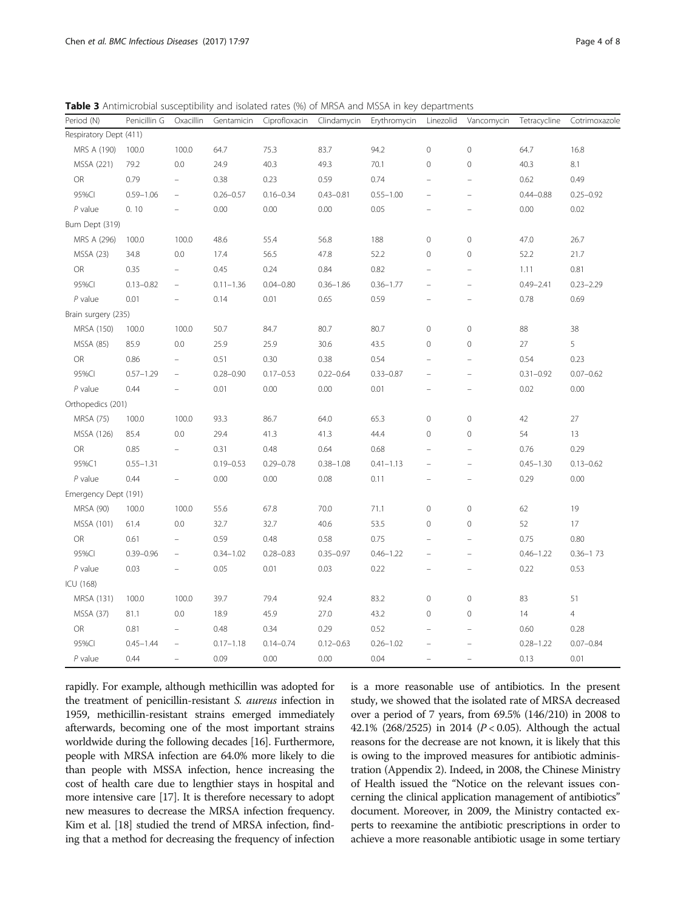**Table 3** Antimicrobial susceptibility and isolated rates (%) of MRSA and MSSA in key departments

| Period (N) | Penicillin G | Oxacillin | Gentamicin | Ciprofloxacin | Clindamycin | Erythromycin | Linezolid | Vancomycin | Tetracycline | Cotrimoxazole |
|---|---|---|---|---|---|---|---|---|---|---|
| Respiratory Dept (411) | | | | | | | | | | |
| MRS A (190) | 100.0 | 100.0 | 64.7 | 75.3 | 83.7 | 94.2 | 0 | 0 | 64.7 | 16.8 |
| MSSA (221) | 79.2 | 0.0 | 24.9 | 40.3 | 49.3 | 70.1 | 0 | 0 | 40.3 | 8.1 |
| OR | 0.79 | – | 0.38 | 0.23 | 0.59 | 0.74 | – | – | 0.62 | 0.49 |
| 95%CI | 0.59–1.06 | – | 0.26–0.57 | 0.16–0.34 | 0.43–0.81 | 0.55–1.00 | – | – | 0.44–0.88 | 0.25–0.92 |
| *P* value | 0. 10 | – | 0.00 | 0.00 | 0.00 | 0.05 | – | – | 0.00 | 0.02 |
| Burn Dept (319) | | | | | | | | | | |
| MRS A (296) | 100.0 | 100.0 | 48.6 | 55.4 | 56.8 | 188 | 0 | 0 | 47.0 | 26.7 |
| MSSA (23) | 34.8 | 0.0 | 17.4 | 56.5 | 47.8 | 52.2 | 0 | 0 | 52.2 | 21.7 |
| OR | 0.35 | – | 0.45 | 0.24 | 0.84 | 0.82 | – | – | 1.11 | 0.81 |
| 95%CI | 0.13–0.82 | – | 0.11–1.36 | 0.04–0.80 | 0.36–1.86 | 0.36–1.77 | – | – | 0.49–2.41 | 0.23–2.29 |
| *P* value | 0.01 | – | 0.14 | 0.01 | 0.65 | 0.59 | – | – | 0.78 | 0.69 |
| Brain surgery (235) | | | | | | | | | | |
| MRSA (150) | 100.0 | 100.0 | 50.7 | 84.7 | 80.7 | 80.7 | 0 | 0 | 88 | 38 |
| MSSA (85) | 85.9 | 0.0 | 25.9 | 25.9 | 30.6 | 43.5 | 0 | 0 | 27 | 5 |
| OR | 0.86 | – | 0.51 | 0.30 | 0.38 | 0.54 | – | – | 0.54 | 0.23 |
| 95%CI | 0.57–1.29 | – | 0.28–0.90 | 0.17–0.53 | 0.22–0.64 | 0.33–0.87 | – | – | 0.31–0.92 | 0.07–0.62 |
| *P* value | 0.44 | – | 0.01 | 0.00 | 0.00 | 0.01 | – | – | 0.02 | 0.00 |
| Orthopedics (201) | | | | | | | | | | |
| MRSA (75) | 100.0 | 100.0 | 93.3 | 86.7 | 64.0 | 65.3 | 0 | 0 | 42 | 27 |
| MSSA (126) | 85.4 | 0.0 | 29.4 | 41.3 | 41.3 | 44.4 | 0 | 0 | 54 | 13 |
| OR | 0.85 | – | 0.31 | 0.48 | 0.64 | 0.68 | – | – | 0.76 | 0.29 |
| 95%C1 | 0.55–1.31 | | 0.19–0.53 | 0.29–0.78 | 0.38–1.08 | 0.41–1.13 | – | – | 0.45–1.30 | 0.13–0.62 |
| *P* value | 0.44 | – | 0.00 | 0.00 | 0.08 | 0.11 | – | – | 0.29 | 0.00 |
| Emergency Dept (191) | | | | | | | | | | |
| MRSA (90) | 100.0 | 100.0 | 55.6 | 67.8 | 70.0 | 71.1 | 0 | 0 | 62 | 19 |
| MSSA (101) | 61.4 | 0.0 | 32.7 | 32.7 | 40.6 | 53.5 | 0 | 0 | 52 | 17 |
| OR | 0.61 | – | 0.59 | 0.48 | 0.58 | 0.75 | – | – | 0.75 | 0.80 |
| 95%CI | 0.39–0.96 | – | 0.34–1.02 | 0.28–0.83 | 0.35–0.97 | 0.46–1.22 | – | – | 0.46–1.22 | 0.36–1 73 |
| *P* value | 0.03 | – | 0.05 | 0.01 | 0.03 | 0.22 | – | – | 0.22 | 0.53 |
| ICU (168) | | | | | | | | | | |
| MRSA (131) | 100.0 | 100.0 | 39.7 | 79.4 | 92.4 | 83.2 | 0 | 0 | 83 | 51 |
| MSSA (37) | 81.1 | 0.0 | 18.9 | 45.9 | 27.0 | 43.2 | 0 | 0 | 14 | 4 |
| OR | 0.81 | – | 0.48 | 0.34 | 0.29 | 0.52 | – | – | 0.60 | 0.28 |
| 95%CI | 0.45–1.44 | – | 0.17–1.18 | 0.14–0.74 | 0.12–0.63 | 0.26–1.02 | – | – | 0.28–1.22 | 0.07–0.84 |
| *P* value | 0.44 | – | 0.09 | 0.00 | 0.00 | 0.04 | – | – | 0.13 | 0.01 |

rapidly. For example, although methicillin was adopted for the treatment of penicillin-resistant *S. aureus* infection in 1959, methicillin-resistant strains emerged immediately afterwards, becoming one of the most important strains worldwide during the following decades [16]. Furthermore, people with MRSA infection are 64.0% more likely to die than people with MSSA infection, hence increasing the cost of health care due to lengthier stays in hospital and more intensive care [17]. It is therefore necessary to adopt new measures to decrease the MRSA infection frequency. Kim et al. [18] studied the trend of MRSA infection, finding that a method for decreasing the frequency of infection is a more reasonable use of antibiotics. In the present study, we showed that the isolated rate of MRSA decreased over a period of 7 years, from 69.5% (146/210) in 2008 to 42.1% (268/2525) in 2014 ($P < 0.05$). Although the actual reasons for the decrease are not known, it is likely that this is owing to the improved measures for antibiotic administration (Appendix 2). Indeed, in 2008, the Chinese Ministry of Health issued the "Notice on the relevant issues concerning the clinical application management of antibiotics" document. Moreover, in 2009, the Ministry contacted experts to reexamine the antibiotic prescriptions in order to achieve a more reasonable antibiotic usage in some tertiary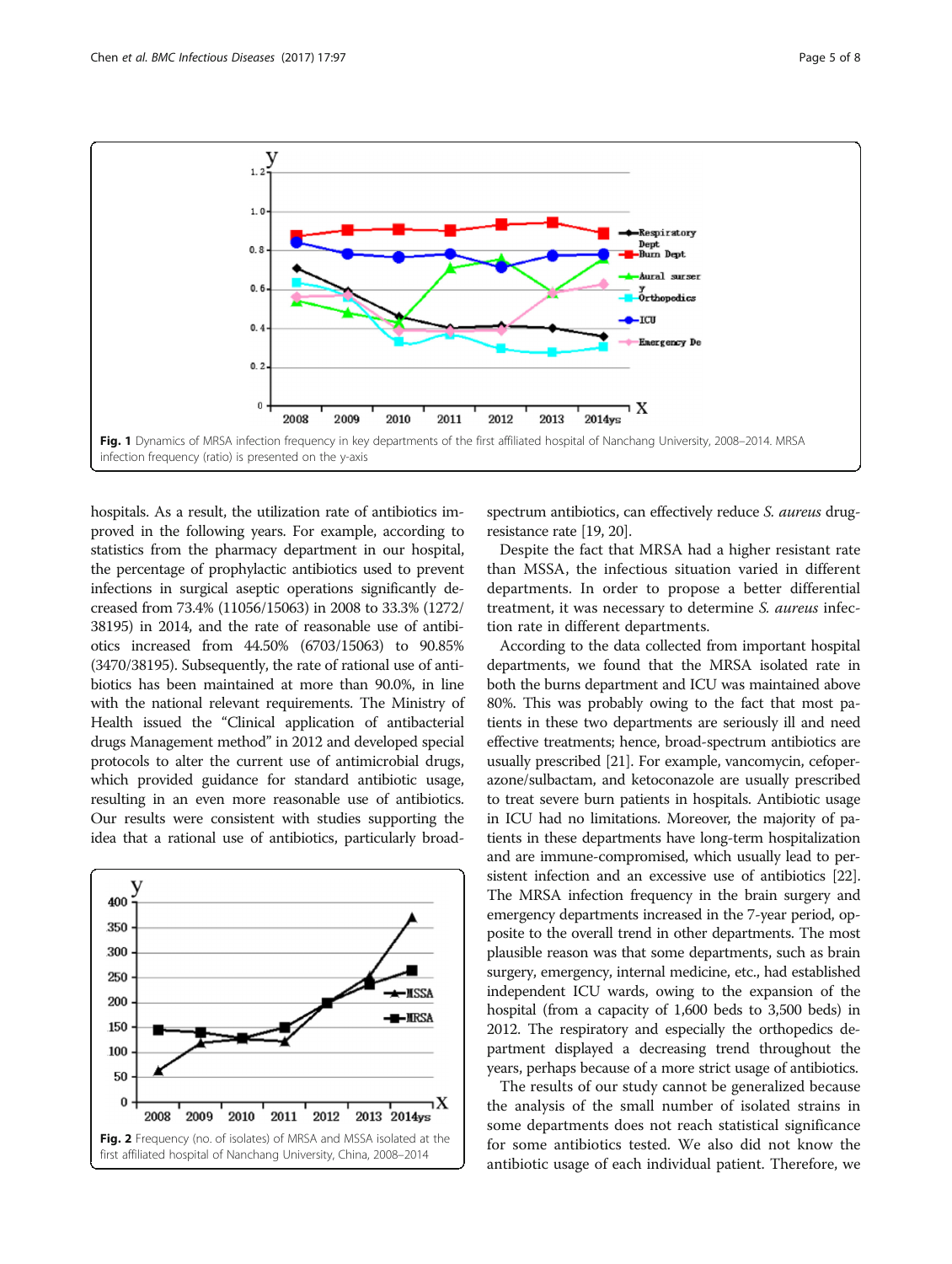y

1.2

1.0

0.8

0.6

0.4

0.2

0

2008 2009 2010 2011 2012 2013 2014ys

X

Respiratory Dept

Burn Dept

Aural surser y

Orthopedics

ICU

Emergency De

**Fig. 1** Dynamics of MRSA infection frequency in key departments of the first affiliated hospital of Nanchang University, 2008–2014. MRSA infection frequency (ratio) is presented on the y-axis

hospitals. As a result, the utilization rate of antibiotics improved in the following years. For example, according to statistics from the pharmacy department in our hospital, the percentage of prophylactic antibiotics used to prevent infections in surgical aseptic operations significantly decreased from 73.4% (11056/15063) in 2008 to 33.3% (1272/38195) in 2014, and the rate of reasonable use of antibiotics increased from 44.50% (6703/15063) to 90.85% (3470/38195). Subsequently, the rate of rational use of antibiotics has been maintained at more than 90.0%, in line with the national relevant requirements. The Ministry of Health issued the "Clinical application of antibacterial drugs Management method" in 2012 and developed special protocols to alter the current use of antimicrobial drugs, which provided guidance for standard antibiotic usage, resulting in an even more reasonable use of antibiotics. Our results were consistent with studies supporting the idea that a rational use of antibiotics, particularly broad-spectrum antibiotics, can effectively reduce *S. aureus* drug-resistance rate [19, 20].

y

400

350

300

250

200

150

100

50

0

2008 2009 2010 2011 2012 2013 2014ys

X

MSSA

MRSA

**Fig. 2** Frequency (no. of isolates) of MRSA and MSSA isolated at the first affiliated hospital of Nanchang University, China, 2008–2014

Despite the fact that MRSA had a higher resistant rate than MSSA, the infectious situation varied in different departments. In order to propose a better differential treatment, it was necessary to determine *S. aureus* infection rate in different departments.

According to the data collected from important hospital departments, we found that the MRSA isolated rate in both the burns department and ICU was maintained above 80%. This was probably owing to the fact that most patients in these two departments are seriously ill and need effective treatments; hence, broad-spectrum antibiotics are usually prescribed [21]. For example, vancomycin, cefoperazone/sulbactam, and ketoconazole are usually prescribed to treat severe burn patients in hospitals. Antibiotic usage in ICU had no limitations. Moreover, the majority of patients in these departments have long-term hospitalization and are immune-compromised, which usually lead to persistent infection and an excessive use of antibiotics [22]. The MRSA infection frequency in the brain surgery and emergency departments increased in the 7-year period, opposite to the overall trend in other departments. The most plausible reason was that some departments, such as brain surgery, emergency, internal medicine, etc., had established independent ICU wards, owing to the expansion of the hospital (from a capacity of 1,600 beds to 3,500 beds) in 2012. The respiratory and especially the orthopedics department displayed a decreasing trend throughout the years, perhaps because of a more strict usage of antibiotics.

The results of our study cannot be generalized because the analysis of the small number of isolated strains in some departments does not reach statistical significance for some antibiotics tested. We also did not know the antibiotic usage of each individual patient. Therefore, we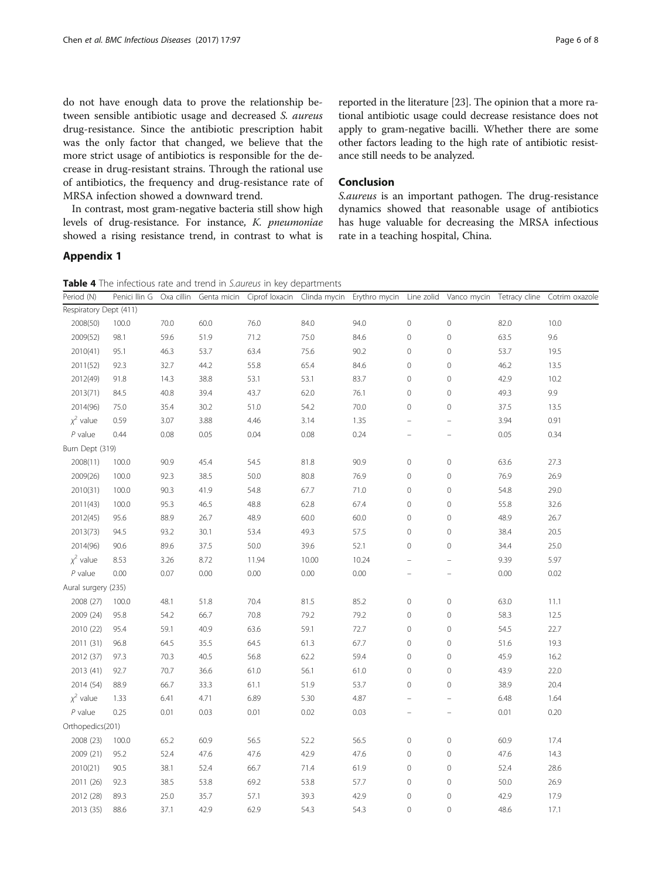do not have enough data to prove the relationship between sensible antibiotic usage and decreased *S. aureus* drug-resistance. Since the antibiotic prescription habit was the only factor that changed, we believe that the more strict usage of antibiotics is responsible for the decrease in drug-resistant strains. Through the rational use of antibiotics, the frequency and drug-resistance rate of MRSA infection showed a downward trend.

In contrast, most gram-negative bacteria still show high levels of drug-resistance. For instance, *K. pneumoniae* showed a rising resistance trend, in contrast to what is reported in the literature [23]. The opinion that a more rational antibiotic usage could decrease resistance does not apply to gram-negative bacilli. Whether there are some other factors leading to the high rate of antibiotic resistance still needs to be analyzed.

## Conclusion

*S.aureus* is an important pathogen. The drug-resistance dynamics showed that reasonable usage of antibiotics has huge valuable for decreasing the MRSA infectious rate in a teaching hospital, China.

## Appendix 1

**Table 4** The infectious rate and trend in *S.aureus* in key departments

| Period (N) | Penici llin G | Oxa cillin | Genta micin | Ciprof loxacin | Clinda mycin | Erythro mycin | Line zolid | Vanco mycin | Tetracy cline | Cotrim oxazole |
|---|---|---|---|---|---|---|---|---|---|---|
| Respiratory Dept (411) | | | | | | | | | | |
| 2008(50) | 100.0 | 70.0 | 60.0 | 76.0 | 84.0 | 94.0 | 0 | 0 | 82.0 | 10.0 |
| 2009(52) | 98.1 | 59.6 | 51.9 | 71.2 | 75.0 | 84.6 | 0 | 0 | 63.5 | 9.6 |
| 2010(41) | 95.1 | 46.3 | 53.7 | 63.4 | 75.6 | 90.2 | 0 | 0 | 53.7 | 19.5 |
| 2011(52) | 92.3 | 32.7 | 44.2 | 55.8 | 65.4 | 84.6 | 0 | 0 | 46.2 | 13.5 |
| 2012(49) | 91.8 | 14.3 | 38.8 | 53.1 | 53.1 | 83.7 | 0 | 0 | 42.9 | 10.2 |
| 2013(71) | 84.5 | 40.8 | 39.4 | 43.7 | 62.0 | 76.1 | 0 | 0 | 49.3 | 9.9 |
| 2014(96) | 75.0 | 35.4 | 30.2 | 51.0 | 54.2 | 70.0 | 0 | 0 | 37.5 | 13.5 |
| $\chi^2$ value | 0.59 | 3.07 | 3.88 | 4.46 | 3.14 | 1.35 | – | – | 3.94 | 0.91 |
| $P$ value | 0.44 | 0.08 | 0.05 | 0.04 | 0.08 | 0.24 | – | – | 0.05 | 0.34 |
| Burn Dept (319) | | | | | | | | | | |
| 2008(11) | 100.0 | 90.9 | 45.4 | 54.5 | 81.8 | 90.9 | 0 | 0 | 63.6 | 27.3 |
| 2009(26) | 100.0 | 92.3 | 38.5 | 50.0 | 80.8 | 76.9 | 0 | 0 | 76.9 | 26.9 |
| 2010(31) | 100.0 | 90.3 | 41.9 | 54.8 | 67.7 | 71.0 | 0 | 0 | 54.8 | 29.0 |
| 2011(43) | 100.0 | 95.3 | 46.5 | 48.8 | 62.8 | 67.4 | 0 | 0 | 55.8 | 32.6 |
| 2012(45) | 95.6 | 88.9 | 26.7 | 48.9 | 60.0 | 60.0 | 0 | 0 | 48.9 | 26.7 |
| 2013(73) | 94.5 | 93.2 | 30.1 | 53.4 | 49.3 | 57.5 | 0 | 0 | 38.4 | 20.5 |
| 2014(96) | 90.6 | 89.6 | 37.5 | 50.0 | 39.6 | 52.1 | 0 | 0 | 34.4 | 25.0 |
| $\chi^2$ value | 8.53 | 3.26 | 8.72 | 11.94 | 10.00 | 10.24 | – | – | 9.39 | 5.97 |
| $P$ value | 0.00 | 0.07 | 0.00 | 0.00 | 0.00 | 0.00 | – | – | 0.00 | 0.02 |
| Aural surgery (235) | | | | | | | | | | |
| 2008 (27) | 100.0 | 48.1 | 51.8 | 70.4 | 81.5 | 85.2 | 0 | 0 | 63.0 | 11.1 |
| 2009 (24) | 95.8 | 54.2 | 66.7 | 70.8 | 79.2 | 79.2 | 0 | 0 | 58.3 | 12.5 |
| 2010 (22) | 95.4 | 59.1 | 40.9 | 63.6 | 59.1 | 72.7 | 0 | 0 | 54.5 | 22.7 |
| 2011 (31) | 96.8 | 64.5 | 35.5 | 64.5 | 61.3 | 67.7 | 0 | 0 | 51.6 | 19.3 |
| 2012 (37) | 97.3 | 70.3 | 40.5 | 56.8 | 62.2 | 59.4 | 0 | 0 | 45.9 | 16.2 |
| 2013 (41) | 92.7 | 70.7 | 36.6 | 61.0 | 56.1 | 61.0 | 0 | 0 | 43.9 | 22.0 |
| 2014 (54) | 88.9 | 66.7 | 33.3 | 61.1 | 51.9 | 53.7 | 0 | 0 | 38.9 | 20.4 |
| $\chi^2$ value | 1.33 | 6.41 | 4.71 | 6.89 | 5.30 | 4.87 | – | – | 6.48 | 1.64 |
| $P$ value | 0.25 | 0.01 | 0.03 | 0.01 | 0.02 | 0.03 | – | – | 0.01 | 0.20 |
| Orthopedics(201) | | | | | | | | | | |
| 2008 (23) | 100.0 | 65.2 | 60.9 | 56.5 | 52.2 | 56.5 | 0 | 0 | 60.9 | 17.4 |
| 2009 (21) | 95.2 | 52.4 | 47.6 | 47.6 | 42.9 | 47.6 | 0 | 0 | 47.6 | 14.3 |
| 2010(21) | 90.5 | 38.1 | 52.4 | 66.7 | 71.4 | 61.9 | 0 | 0 | 52.4 | 28.6 |
| 2011 (26) | 92.3 | 38.5 | 53.8 | 69.2 | 53.8 | 57.7 | 0 | 0 | 50.0 | 26.9 |
| 2012 (28) | 89.3 | 25.0 | 35.7 | 57.1 | 39.3 | 42.9 | 0 | 0 | 42.9 | 17.9 |
| 2013 (35) | 88.6 | 37.1 | 42.9 | 62.9 | 54.3 | 54.3 | 0 | 0 | 48.6 | 17.1 |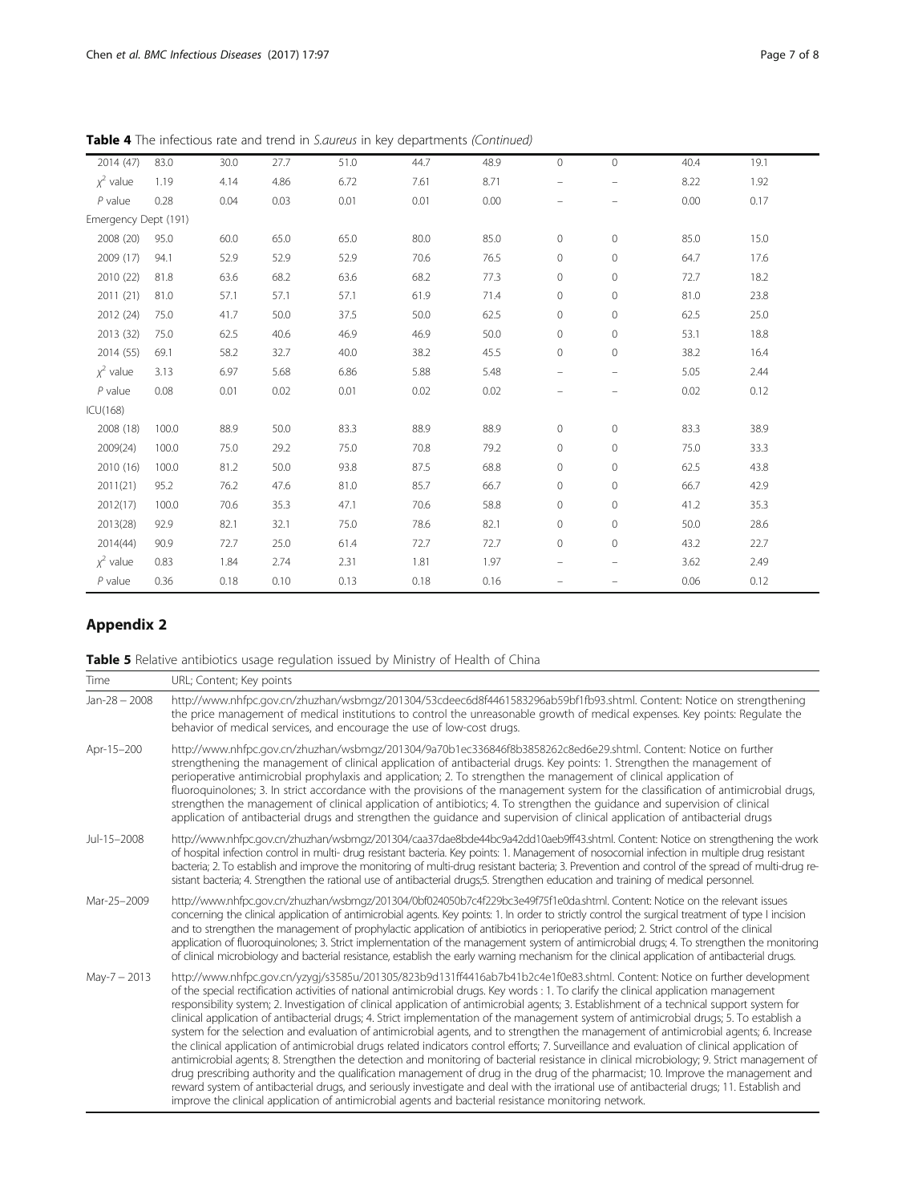**Table 4** The infectious rate and trend in *S.aureus* in key departments *(Continued)*

| | | | | | | | | | | |
|---|---|---|---|---|---|---|---|---|---|---|
| 2014 (47) | 83.0 | 30.0 | 27.7 | 51.0 | 44.7 | 48.9 | 0 | 0 | 40.4 | 19.1 |
| $\chi^2$ value | 1.19 | 4.14 | 4.86 | 6.72 | 7.61 | 8.71 | – | – | 8.22 | 1.92 |
| *P* value | 0.28 | 0.04 | 0.03 | 0.01 | 0.01 | 0.00 | – | – | 0.00 | 0.17 |
| Emergency Dept (191) | | | | | | | | | | |
| 2008 (20) | 95.0 | 60.0 | 65.0 | 65.0 | 80.0 | 85.0 | 0 | 0 | 85.0 | 15.0 |
| 2009 (17) | 94.1 | 52.9 | 52.9 | 52.9 | 70.6 | 76.5 | 0 | 0 | 64.7 | 17.6 |
| 2010 (22) | 81.8 | 63.6 | 68.2 | 63.6 | 68.2 | 77.3 | 0 | 0 | 72.7 | 18.2 |
| 2011 (21) | 81.0 | 57.1 | 57.1 | 57.1 | 61.9 | 71.4 | 0 | 0 | 81.0 | 23.8 |
| 2012 (24) | 75.0 | 41.7 | 50.0 | 37.5 | 50.0 | 62.5 | 0 | 0 | 62.5 | 25.0 |
| 2013 (32) | 75.0 | 62.5 | 40.6 | 46.9 | 46.9 | 50.0 | 0 | 0 | 53.1 | 18.8 |
| 2014 (55) | 69.1 | 58.2 | 32.7 | 40.0 | 38.2 | 45.5 | 0 | 0 | 38.2 | 16.4 |
| $\chi^2$ value | 3.13 | 6.97 | 5.68 | 6.86 | 5.88 | 5.48 | – | – | 5.05 | 2.44 |
| *P* value | 0.08 | 0.01 | 0.02 | 0.01 | 0.02 | 0.02 | – | – | 0.02 | 0.12 |
| ICU(168) | | | | | | | | | | |
| 2008 (18) | 100.0 | 88.9 | 50.0 | 83.3 | 88.9 | 88.9 | 0 | 0 | 83.3 | 38.9 |
| 2009(24) | 100.0 | 75.0 | 29.2 | 75.0 | 70.8 | 79.2 | 0 | 0 | 75.0 | 33.3 |
| 2010 (16) | 100.0 | 81.2 | 50.0 | 93.8 | 87.5 | 68.8 | 0 | 0 | 62.5 | 43.8 |
| 2011(21) | 95.2 | 76.2 | 47.6 | 81.0 | 85.7 | 66.7 | 0 | 0 | 66.7 | 42.9 |
| 2012(17) | 100.0 | 70.6 | 35.3 | 47.1 | 70.6 | 58.8 | 0 | 0 | 41.2 | 35.3 |
| 2013(28) | 92.9 | 82.1 | 32.1 | 75.0 | 78.6 | 82.1 | 0 | 0 | 50.0 | 28.6 |
| 2014(44) | 90.9 | 72.7 | 25.0 | 61.4 | 72.7 | 72.7 | 0 | 0 | 43.2 | 22.7 |
| $\chi^2$ value | 0.83 | 1.84 | 2.74 | 2.31 | 1.81 | 1.97 | – | – | 3.62 | 2.49 |
| *P* value | 0.36 | 0.18 | 0.10 | 0.13 | 0.18 | 0.16 | – | – | 0.06 | 0.12 |

## Appendix 2

**Table 5** Relative antibiotics usage regulation issued by Ministry of Health of China

| Time | URL; Content; Key points |
|---|---|
| Jan-28 – 2008 | http://www.nhfpc.gov.cn/zhuzhan/wsbmgz/201304/53cdeec6d8f4461583296ab59bf1fb93.shtml. Content: Notice on strengthening the price management of medical institutions to control the unreasonable growth of medical expenses. Key points: Regulate the behavior of medical services, and encourage the use of low-cost drugs. |
| Apr-15–200 | http://www.nhfpc.gov.cn/zhuzhan/wsbmgz/201304/9a70b1ec336846f8b3858262c8ed6e29.shtml. Content: Notice on further strengthening the management of clinical application of antibacterial drugs. Key points: 1. Strengthen the management of perioperative antimicrobial prophylaxis and application; 2. To strengthen the management of clinical application of fluoroquinolones; 3. In strict accordance with the provisions of the management system for the classification of antimicrobial drugs, strengthen the management of clinical application of antibiotics; 4. To strengthen the guidance and supervision of clinical application of antibacterial drugs and strengthen the guidance and supervision of clinical application of antibacterial drugs |
| Jul-15–2008 | http://www.nhfpc.gov.cn/zhuzhan/wsbmgz/201304/caa37dae8bde44bc9a42dd10aeb9ff43.shtml. Content: Notice on strengthening the work of hospital infection control in multi- drug resistant bacteria. Key points: 1. Management of nosocomial infection in multiple drug resistant bacteria; 2. To establish and improve the monitoring of multi-drug resistant bacteria; 3. Prevention and control of the spread of multi-drug resistant bacteria; 4. Strengthen the rational use of antibacterial drugs;5. Strengthen education and training of medical personnel. |
| Mar-25–2009 | http://www.nhfpc.gov.cn/zhuzhan/wsbmgz/201304/0bf024050b7c4f229bc3e49f75f1e0da.shtml. Content: Notice on the relevant issues concerning the clinical application of antimicrobial agents. Key points: 1. In order to strictly control the surgical treatment of type I incision and to strengthen the management of prophylactic application of antibiotics in perioperative period; 2. Strict control of the clinical application of fluoroquinolones; 3. Strict implementation of the management system of antimicrobial drugs; 4. To strengthen the monitoring of clinical microbiology and bacterial resistance, establish the early warning mechanism for the clinical application of antibacterial drugs. |
| May-7 – 2013 | http://www.nhfpc.gov.cn/yzygj/s3585u/201305/823b9d131ff4416ab7b41b2c4e1f0e83.shtml. Content: Notice on further development of the special rectification activities of national antimicrobial drugs. Key words : 1. To clarify the clinical application management responsibility system; 2. Investigation of clinical application of antimicrobial agents; 3. Establishment of a technical support system for clinical application of antibacterial drugs; 4. Strict implementation of the management system of antimicrobial drugs; 5. To establish a system for the selection and evaluation of antimicrobial agents, and to strengthen the management of antimicrobial agents; 6. Increase the clinical application of antimicrobial drugs related indicators control efforts; 7. Surveillance and evaluation of clinical application of antimicrobial agents; 8. Strengthen the detection and monitoring of bacterial resistance in clinical microbiology; 9. Strict management of drug prescribing authority and the qualification management of drug in the drug of the pharmacist; 10. Improve the management and reward system of antibacterial drugs, and seriously investigate and deal with the irrational use of antibacterial drugs; 11. Establish and improve the clinical application of antimicrobial agents and bacterial resistance monitoring network. |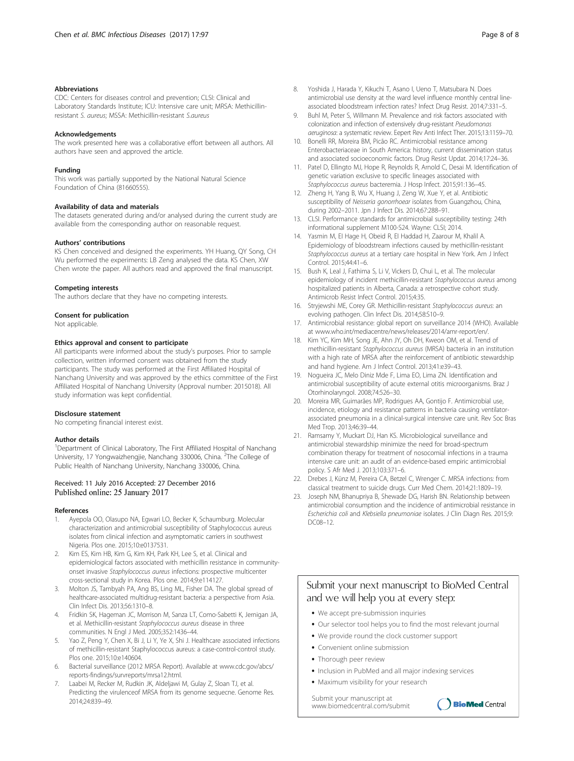### Abbreviations

CDC: Centers for diseases control and prevention; CLSI: Clinical and Laboratory Standards Institute; ICU: Intensive care unit; MRSA: Methicillin-resistant *S. aureus*; MSSA: Methicillin-resistant *S.aureus*

### Acknowledgements

The work presented here was a collaborative effort between all authors. All authors have seen and approved the article.

### Funding

This work was partially supported by the National Natural Science Foundation of China (81660555).

### Availability of data and materials

The datasets generated during and/or analysed during the current study are available from the corresponding author on reasonable request.

### Authors' contributions

KS Chen conceived and designed the experiments. YH Huang, QY Song, CH Wu performed the experiments: LB Zeng analysed the data. KS Chen, XW Chen wrote the paper. All authors read and approved the final manuscript.

### Competing interests

The authors declare that they have no competing interests.

### Consent for publication

Not applicable.

### Ethics approval and consent to participate

All participants were informed about the study's purposes. Prior to sample collection, written informed consent was obtained from the study participants. The study was performed at the First Affiliated Hospital of Nanchang University and was approved by the ethics committee of the First Affiliated Hospital of Nanchang University (Approval number: 2015018). All study information was kept confidential.

### Disclosure statement

No competing financial interest exist.

### Author details

[1]Department of Clinical Laboratory, The First Affiliated Hospital of Nanchang University, 17 Yongwaizhengjie, Nanchang 330006, China. [2]The College of Public Health of Nanchang University, Nanchang 330006, China.

Received: 11 July 2016 Accepted: 27 December 2016
Published online: 25 January 2017

### References

1. Ayepola OO, Olasupo NA, Egwari LO, Becker K, Schaumburg. Molecular characterization and antimicrobial susceptibility of Staphylococcus aureus isolates from clinical infection and asymptomatic carriers in southwest Nigeria. Plos one. 2015;10:e0137531.
2. Kim ES, Kim HB, Kim G, Kim KH, Park KH, Lee S, et al. Clinical and epidemiological factors associated with methicillin resistance in community-onset invasive *Staphylococcus aureus* infections: prospective multicenter cross-sectional study in Korea. Plos one. 2014;9:e114127.
3. Molton JS, Tambyah PA, Ang BS, Ling ML, Fisher DA. The global spread of healthcare-associated multidrug-resistant bacteria: a perspective from Asia. Clin Infect Dis. 2013;56:1310–8.
4. Fridkin SK, Hageman JC, Morrison M, Sanza LT, Como-Sabetti K, Jernigan JA, et al. Methicillin-resistant *Staphylococcus aureus* disease in three communities. N Engl J Med. 2005;352:1436–44.
5. Yao Z, Peng Y, Chen X, Bi J, Li Y, Ye X, Shi J. Healthcare associated infections of methicillin-resistant Staphylococcus aureus: a case-control-control study. Plos one. 2015;10:e140604.
6. Bacterial surveillance (2012 MRSA Report). Available at www.cdc.gov/abcs/reports-findings/survreports/mrsa12.html.
7. Laabei M, Recker M, Rudkin JK, Aldeljawi M, Gulay Z, Sloan TJ, et al. Predicting the virulenceof MRSA from its genome sequecne. Genome Res. 2014;24:839–49.
8. Yoshida J, Harada Y, Kikuchi T, Asano I, Ueno T, Matsubara N. Does antimicrobial use density at the ward level influence monthly central line-associated bloodstream infection rates? Infect Drug Resist. 2014;7:331–5.
9. Buhl M, Peter S, Willmann M. Prevalence and risk factors associated with colonization and infection of extensively drug-resistant *Pseudomonas aeruginosa*: a systematic review. Eepert Rev Anti Infect Ther. 2015;13:1159–70.
10. Bonelli RR, Moreira BM, Picão RC. Antimicrobial resistance among Enterobacteriaceae in South America: history, current dissemination status and associated socioeconomic factors. Drug Resist Updat. 2014;17:24–36.
11. Patel D, Ellingto MJ, Hope R, Reynolds R, Arnold C, Desai M. Identification of genetic variation exclusive to specific lineages associated with *Staphylococcus aureus* bacteremia. J Hosp Infect. 2015;91:136–45.
12. Zheng H, Yang B, Wu X, Huang J, Zeng W, Xue Y, et al. Antibiotic susceptibility of *Neisseria gonorrhoear* isolates from Guangzhou, China, during 2002–2011. Jpn J Infect Dis. 2014;67:288–91.
13. CLSI. Performance standards for antimicrobial susceptibility testing: 24th informational supplement M100-S24. Wayne: CLSI; 2014.
14. Yasmin M, El Hage H, Obeid R, El Haddad H, Zaarour M, Khalil A. Epidemiology of bloodstream infections caused by methicillin-resistant *Staphylococcus aureus* at a tertiary care hospital in New York. Am J Infect Control. 2015;44:41–6.
15. Bush K, Leal J, Fathima S, Li V, Vickers D, Chui L, et al. The molecular epidemiology of incident methicillin-resistant *Staphylococcus aureus* among hospitalized patients in Alberta, Canada: a retrospective cohort study. Antimicrob Resist Infect Control. 2015;4:35.
16. Stryjewshi ME, Corey GR. Methicillin-resistant *Staphylococcus aureus*: an evolving pathogen. Clin Infect Dis. 2014;58:S10–9.
17. Antimicrobial resistance: global report on surveillance 2014 (WHO). Available at www.who.int/mediacentre/news/releases/2014/amr-report/en/.
18. Kim YC, Kim MH, Song JE, Ahn JY, Oh DH, Kweon OM, et al. Trend of methicillin-resistant *Staphylococcus aureus* (MRSA) bacteria in an institution with a high rate of MRSA after the reinforcement of antibiotic stewardship and hand hygiene. Am J Infect Control. 2013;41:e39–43.
19. Nogueira JC, Melo Diniz Mde F, Lima EO, Lima ZN. Identification and antimicrobial susceptibility of acute external otitis microorganisms. Braz J Otorhinolaryngol. 2008;74:526–30.
20. Moreira MR, Guimarães MP, Rodrigues AA, Gontijo F. Antimicrobial use, incidence, etiology and resistance patterns in bacteria causing ventilator-associated pneumonia in a clinical-surgical intensive care unit. Rev Soc Bras Med Trop. 2013;46:39–44.
21. Ramsamy Y, Muckart DJ, Han KS. Microbiological surveillance and antimicrobial stewardship minimize the need for broad-spectrum combination therapy for treatment of nosocomial infections in a trauma intensive care unit: an audit of an evidence-based empiric antimicrobial policy. S Afr Med J. 2013;103:371–6.
22. Drebes J, Künz M, Pereira CA, Betzel C, Wrenger C. MRSA infections: from classical treatment to suicide drugs. Curr Med Chem. 2014;21:1809–19.
23. Joseph NM, Bhanupriya B, Shewade DG, Harish BN. Relationship between antimicrobial consumption and the incidence of antimicrobial resistance in *Escherichia coli* and *Klebsiella pneumoniae* isolates. J Clin Diagn Res. 2015;9:DC08–12.

Submit your next manuscript to BioMed Central and we will help you at every step:

- We accept pre-submission inquiries
- Our selector tool helps you to find the most relevant journal
- We provide round the clock customer support
- Convenient online submission
- Thorough peer review
- Inclusion in PubMed and all major indexing services
- Maximum visibility for your research

Submit your manuscript at
www.biomedcentral.com/submit

BioMed Central